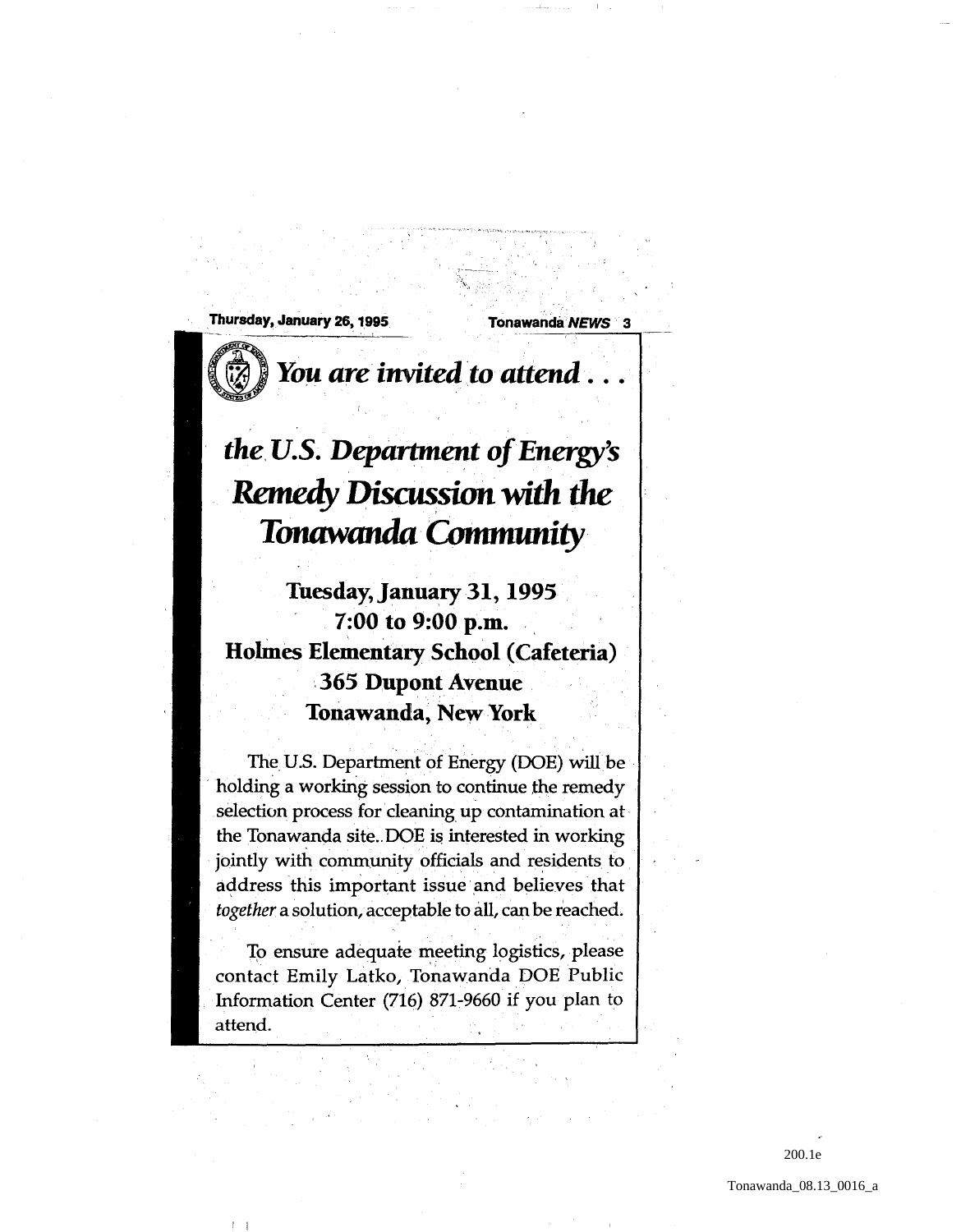# *You are invited to attend . . .*

## *the U.S. Department of Energy's Remedy Discussion with the Tonawanda Community*

**Tuesday, January 31, 1995**
**7:00 to 9:00 p.m.**
**Holmes Elementary School (Cafeteria)**
**365 Dupont Avenue**
**Tonawanda, New York**

The U.S. Department of Energy (DOE) will be holding a working session to continue the remedy selection process for cleaning up contamination at the Tonawanda site. DOE is interested in working jointly with community officials and residents to address this important issue and believes that *together* a solution, acceptable to all, can be reached.

To ensure adequate meeting logistics, please contact Emily Latko, Tonawanda DOE Public Information Center (716) 871-9660 if you plan to attend.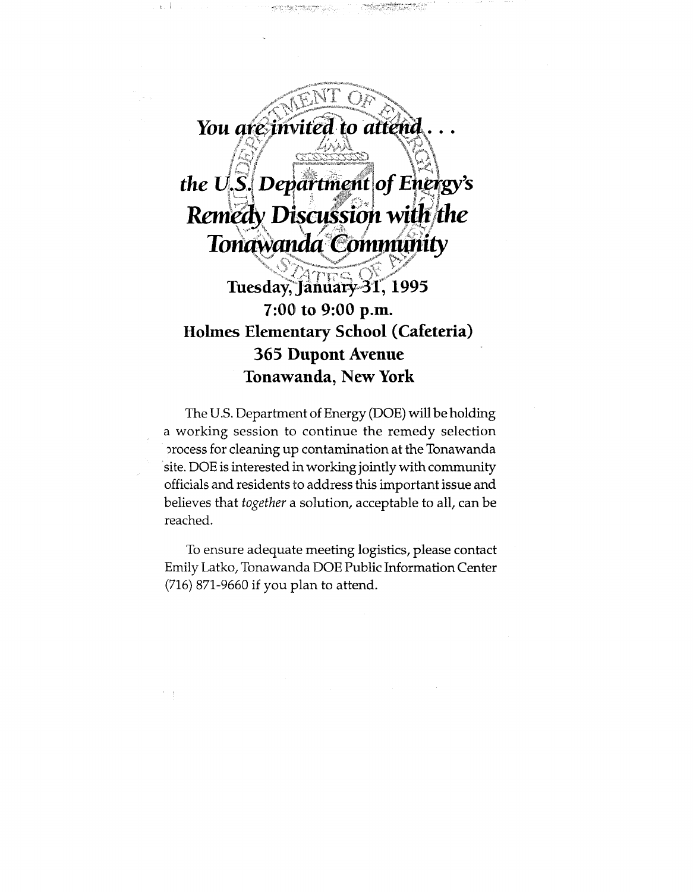***You are invited to attend . . .***

# *the U.S. Department of Energy's* ***Remedy Discussion with the Tonawanda Community***

**Tuesday, January 31, 1995**
**7:00 to 9:00 p.m.**
**Holmes Elementary School (Cafeteria)**
**365 Dupont Avenue**
**Tonawanda, New York**

The U.S. Department of Energy (DOE) will be holding a working session to continue the remedy selection process for cleaning up contamination at the Tonawanda site. DOE is interested in working jointly with community officials and residents to address this important issue and believes that *together* a solution, acceptable to all, can be reached.

To ensure adequate meeting logistics, please contact Emily Latko, Tonawanda DOE Public Information Center (716) 871-9660 if you plan to attend.